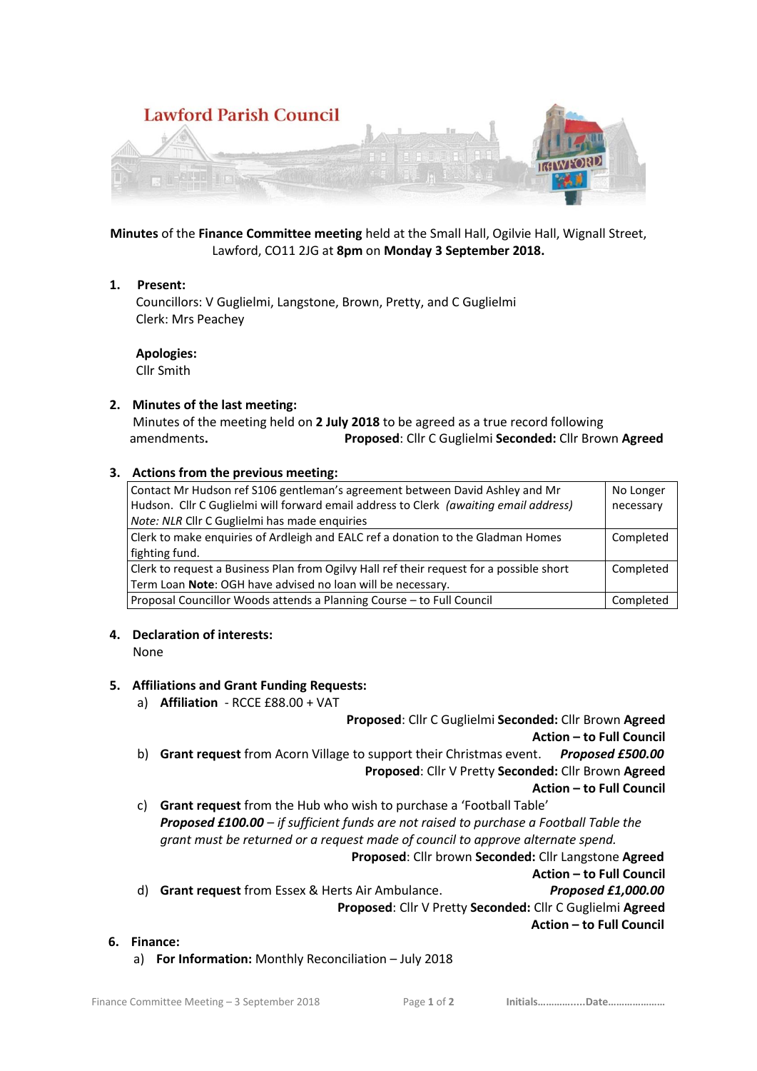**Lawford Parish Council**

**Minutes** of the **Finance Committee meeting** held at the Small Hall, Ogilvie Hall, Wignall Street, Lawford, CO11 2JG at **8pm** on **Monday 3 September 2018.**

**1. Present:**

Councillors: V Guglielmi, Langstone, Brown, Pretty, and C Guglielmi
Clerk: Mrs Peachey

**Apologies:**
Cllr Smith

**2. Minutes of the last meeting:**

Minutes of the meeting held on **2 July 2018** to be agreed as a true record following amendments**.** **Proposed**: Cllr C Guglielmi **Seconded:** Cllr Brown **Agreed**

**3. Actions from the previous meeting:**

| | |
|---|---|
| Contact Mr Hudson ref S106 gentleman's agreement between David Ashley and Mr Hudson. Cllr C Guglielmi will forward email address to Clerk *(awaiting email address)* *Note: NLR* Cllr C Guglielmi has made enquiries | No Longer necessary |
| Clerk to make enquiries of Ardleigh and EALC ref a donation to the Gladman Homes fighting fund. | Completed |
| Clerk to request a Business Plan from Ogilvy Hall ref their request for a possible short Term Loan **Note**: OGH have advised no loan will be necessary. | Completed |
| Proposal Councillor Woods attends a Planning Course – to Full Council | Completed |

**4. Declaration of interests:**

None

**5. Affiliations and Grant Funding Requests:**

a) **Affiliation** - RCCE £88.00 + VAT
**Proposed**: Cllr C Guglielmi **Seconded:** Cllr Brown **Agreed**
**Action – to Full Council**

b) **Grant request** from Acorn Village to support their Christmas event. ***Proposed £500.00***
**Proposed**: Cllr V Pretty **Seconded:** Cllr Brown **Agreed**
**Action – to Full Council**

c) **Grant request** from the Hub who wish to purchase a 'Football Table'
***Proposed £100.00*** *– if sufficient funds are not raised to purchase a Football Table the grant must be returned or a request made of council to approve alternate spend.*
**Proposed**: Cllr brown **Seconded:** Cllr Langstone **Agreed**
**Action – to Full Council**

d) **Grant request** from Essex & Herts Air Ambulance. ***Proposed £1,000.00***
**Proposed**: Cllr V Pretty **Seconded:** Cllr C Guglielmi **Agreed**
**Action – to Full Council**

**6. Finance:**

a) **For Information:** Monthly Reconciliation – July 2018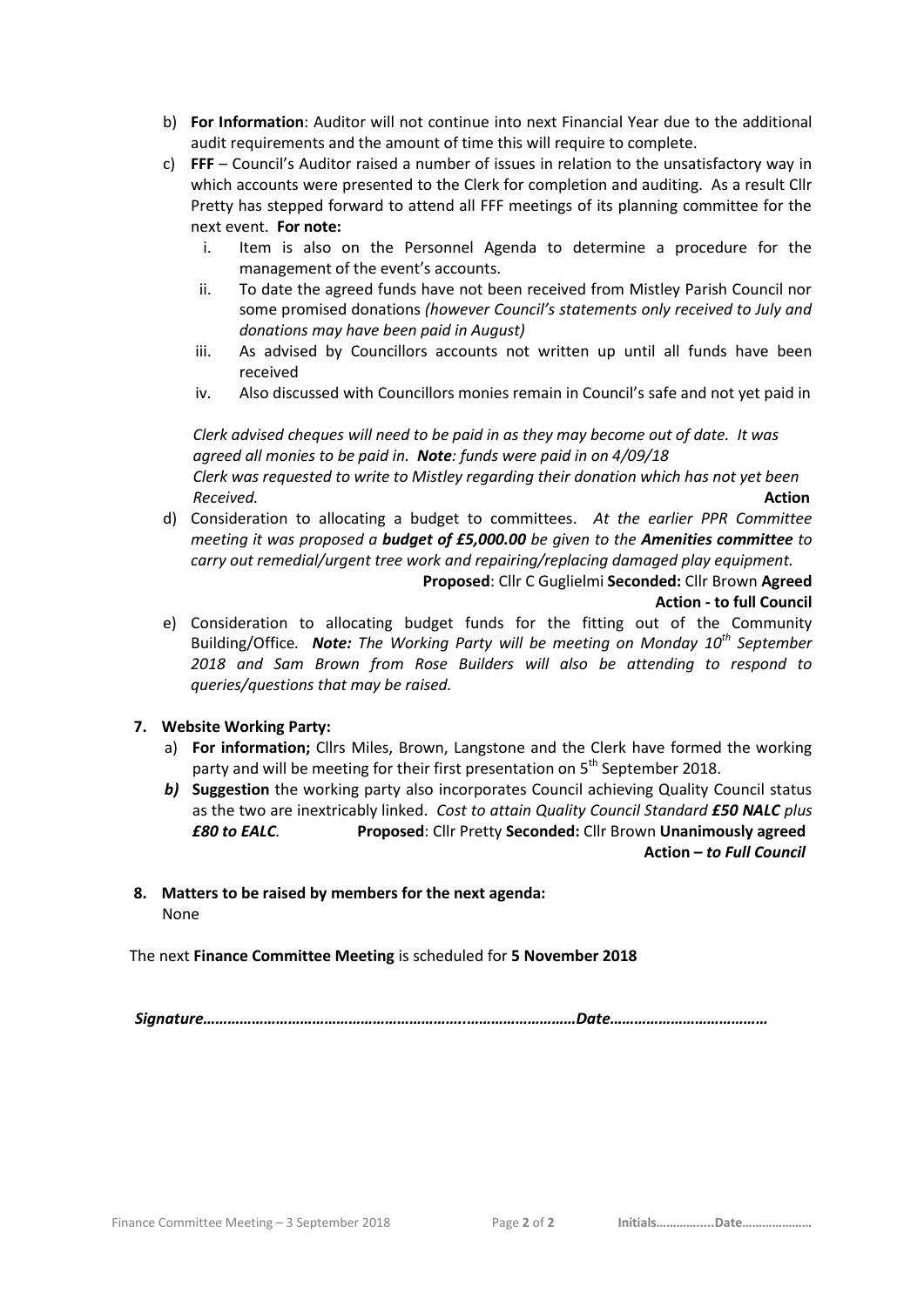b) **For Information**: Auditor will not continue into next Financial Year due to the additional audit requirements and the amount of time this will require to complete.

c) **FFF** – Council's Auditor raised a number of issues in relation to the unsatisfactory way in which accounts were presented to the Clerk for completion and auditing. As a result Cllr Pretty has stepped forward to attend all FFF meetings of its planning committee for the next event. **For note:**

   i. Item is also on the Personnel Agenda to determine a procedure for the management of the event's accounts.
   ii. To date the agreed funds have not been received from Mistley Parish Council nor some promised donations *(however Council's statements only received to July and donations may have been paid in August)*
   iii. As advised by Councillors accounts not written up until all funds have been received
   iv. Also discussed with Councillors monies remain in Council's safe and not yet paid in

   *Clerk advised cheques will need to be paid in as they may become out of date. It was agreed all monies to be paid in. **Note**: funds were paid in on 4/09/18*
   *Clerk was requested to write to Mistley regarding their donation which has not yet been Received.* **Action**

d) Consideration to allocating a budget to committees. *At the earlier PPR Committee meeting it was proposed a **budget of £5,000.00** be given to the **Amenities committee** to carry out remedial/urgent tree work and repairing/replacing damaged play equipment.*
   **Proposed**: Cllr C Guglielmi **Seconded:** Cllr Brown **Agreed**
   **Action - to full Council**

e) Consideration to allocating budget funds for the fitting out of the Community Building/Office*. **Note:** The Working Party will be meeting on Monday 10th September 2018 and Sam Brown from Rose Builders will also be attending to respond to queries/questions that may be raised.*

**7. Website Working Party:**

a) **For information;** Cllrs Miles, Brown, Langstone and the Clerk have formed the working party and will be meeting for their first presentation on 5th September 2018.

***b)*** **Suggestion** the working party also incorporates Council achieving Quality Council status as the two are inextricably linked. *Cost to attain Quality Council Standard **£50 NALC** plus **£80 to EALC**.* **Proposed**: Cllr Pretty **Seconded:** Cllr Brown **Unanimously agreed**
   **Action –** ***to Full Council***

**8. Matters to be raised by members for the next agenda:**
None

The next **Finance Committee Meeting** is scheduled for **5 November 2018**

***Signature……………………………………………………..………………………Date…………………………………***